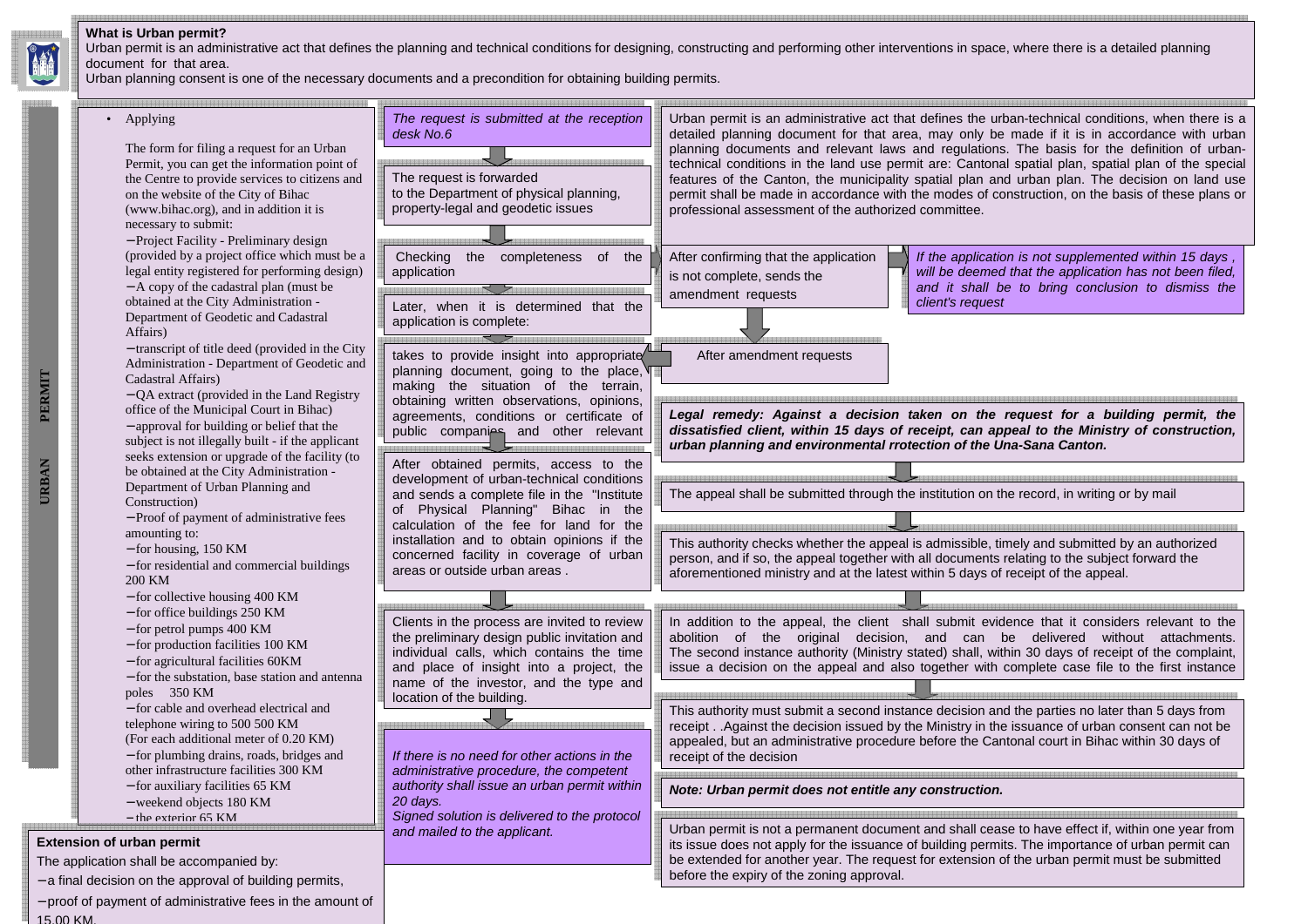## What is Urban permit?

Urban permit is an administrative act that defines the planning and technical conditions for designing, constructing and performing other interventions in space, where there is a detailed planning document for that area.

Urban planning consent is one of the necessary documents and a precondition for obtaining building permits.

**URBAN PERMIT**

- Applying

The form for filing a request for an Urban Permit, you can get the information point of the Centre to provide services to citizens and on the website of the City of Bihac (www.bihac.org), and in addition it is necessary to submit:

- Project Facility - Preliminary design (provided by a project office which must be a legal entity registered for performing design)
- A copy of the cadastral plan (must be obtained at the City Administration - Department of Geodetic and Cadastral Affairs)
- transcript of title deed (provided in the City Administration - Department of Geodetic and Cadastral Affairs)
- QA extract (provided in the Land Registry office of the Municipal Court in Bihac)
- approval for building or belief that the subject is not illegally built - if the applicant seeks extension or upgrade of the facility (to be obtained at the City Administration - Department of Urban Planning and Construction)
- Proof of payment of administrative fees amounting to:
- for housing, 150 KM
- for residential and commercial buildings 200 KM
- for collective housing 400 KM
- for office buildings 250 KM
- for petrol pumps 400 KM
- for production facilities 100 KM
- for agricultural facilities 60KM
- for the substation, base station and antenna poles 350 KM
- for cable and overhead electrical and telephone wiring to 500 500 KM (For each additional meter of 0.20 KM)
- for plumbing drains, roads, bridges and other infrastructure facilities 300 KM
- for auxiliary facilities 65 KM
- weekend objects 180 KM
- the exterior 65 KM

*The request is submitted at the reception desk No.6*

The request is forwarded to the Department of physical planning, property-legal and geodetic issues

Checking the completeness of the application

Later, when it is determined that the application is complete:

takes to provide insight into appropriate planning document, going to the place, making the situation of the terrain, obtaining written observations, opinions, agreements, conditions or certificate of public companies and other relevant

After obtained permits, access to the development of urban-technical conditions and sends a complete file in the "Institute of Physical Planning" Bihac in the calculation of the fee for land for the installation and to obtain opinions if the concerned facility in coverage of urban areas or outside urban areas .

Clients in the process are invited to review the preliminary design public invitation and individual calls, which contains the time and place of insight into a project, the name of the investor, and the type and location of the building.

*If there is no need for other actions in the administrative procedure, the competent authority shall issue an urban permit within 20 days.*
*Signed solution is delivered to the protocol and mailed to the applicant.*

Urban permit is an administrative act that defines the urban-technical conditions, when there is a detailed planning document for that area, may only be made if it is in accordance with urban planning documents and relevant laws and regulations. The basis for the definition of urban-technical conditions in the land use permit are: Cantonal spatial plan, spatial plan of the special features of the Canton, the municipality spatial plan and urban plan. The decision on land use permit shall be made in accordance with the modes of construction, on the basis of these plans or professional assessment of the authorized committee.

After confirming that the application is not complete, sends the amendment requests

*If the application is not supplemented within 15 days , will be deemed that the application has not been filed, and it shall be to bring conclusion to dismiss the client's request*

After amendment requests

***Legal remedy: Against a decision taken on the request for a building permit, the dissatisfied client, within 15 days of receipt, can appeal to the Ministry of construction, urban planning and environmental rrotection of the Una-Sana Canton.***

The appeal shall be submitted through the institution on the record, in writing or by mail

This authority checks whether the appeal is admissible, timely and submitted by an authorized person, and if so, the appeal together with all documents relating to the subject forward the aforementioned ministry and at the latest within 5 days of receipt of the appeal.

In addition to the appeal, the client shall submit evidence that it considers relevant to the abolition of the original decision, and can be delivered without attachments. The second instance authority (Ministry stated) shall, within 30 days of receipt of the complaint, issue a decision on the appeal and also together with complete case file to the first instance

This authority must submit a second instance decision and the parties no later than 5 days from receipt . .Against the decision issued by the Ministry in the issuance of urban consent can not be appealed, but an administrative procedure before the Cantonal court in Bihac within 30 days of receipt of the decision

***Note: Urban permit does not entitle any construction.***

Urban permit is not a permanent document and shall cease to have effect if, within one year from its issue does not apply for the issuance of building permits. The importance of urban permit can be extended for another year. The request for extension of the urban permit must be submitted before the expiry of the zoning approval.

**Extension of urban permit**

The application shall be accompanied by:

- a final decision on the approval of building permits,
- proof of payment of administrative fees in the amount of 15.00 KM.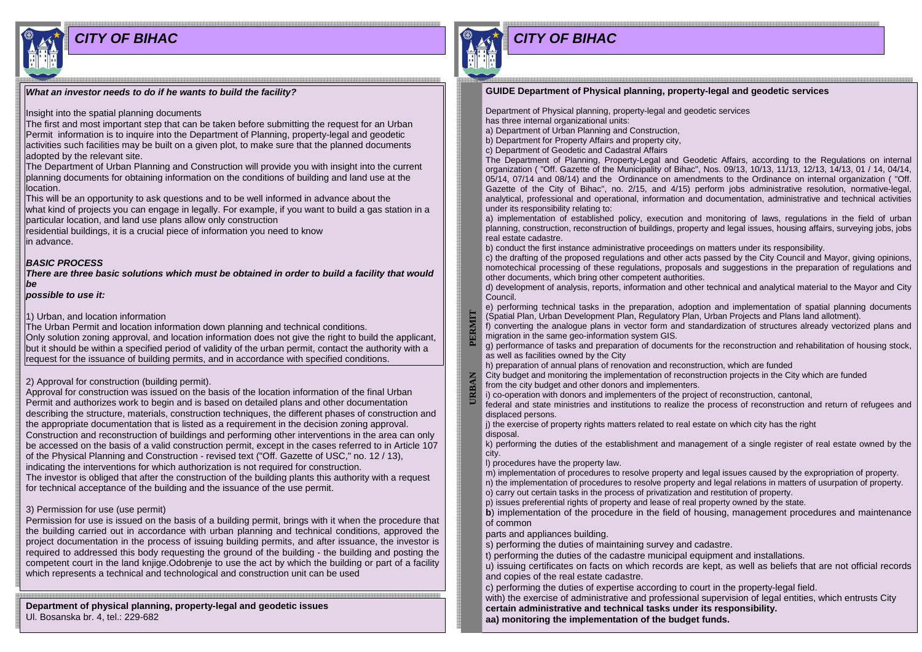# CITY OF BIHAC

***What an investor needs to do if he wants to build the facility?***

Insight into the spatial planning documents

The first and most important step that can be taken before submitting the request for an Urban Permit information is to inquire into the Department of Planning, property-legal and geodetic activities such facilities may be built on a given plot, to make sure that the planned documents adopted by the relevant site.

The Department of Urban Planning and Construction will provide you with insight into the current planning documents for obtaining information on the conditions of building and land use at the location.

This will be an opportunity to ask questions and to be well informed in advance about the what kind of projects you can engage in legally. For example, if you want to build a gas station in a particular location, and land use plans allow only construction residential buildings, it is a crucial piece of information you need to know in advance.

***BASIC PROCESS***

***There are three basic solutions which must be obtained in order to build a facility that would be possible to use it:***

1) Urban, and location information

The Urban Permit and location information down planning and technical conditions.

Only solution zoning approval, and location information does not give the right to build the applicant, but it should be within a specified period of validity of the urban permit, contact the authority with a request for the issuance of building permits, and in accordance with specified conditions.

2) Approval for construction (building permit).

Approval for construction was issued on the basis of the location information of the final Urban Permit and authorizes work to begin and is based on detailed plans and other documentation describing the structure, materials, construction techniques, the different phases of construction and the appropriate documentation that is listed as a requirement in the decision zoning approval.

Construction and reconstruction of buildings and performing other interventions in the area can only be accessed on the basis of a valid construction permit, except in the cases referred to in Article 107 of the Physical Planning and Construction - revised text ("Off. Gazette of USC," no. 12 / 13), indicating the interventions for which authorization is not required for construction.

The investor is obliged that after the construction of the building plants this authority with a request for technical acceptance of the building and the issuance of the use permit.

3) Permission for use (use permit)

Permission for use is issued on the basis of a building permit, brings with it when the procedure that the building carried out in accordance with urban planning and technical conditions, approved the project documentation in the process of issuing building permits, and after issuance, the investor is required to addressed this body requesting the ground of the building - the building and posting the competent court in the land knjige.Odobrenje to use the act by which the building or part of a facility which represents a technical and technological and construction unit can be used

**Department of physical planning, property-legal and geodetic issues**

Ul. Bosanska br. 4, tel.: 229-682

# CITY OF BIHAC

URBAN PERMIT

**GUIDE Department of Physical planning, property-legal and geodetic services**

Department of Physical planning, property-legal and geodetic services has three internal organizational units:

a) Department of Urban Planning and Construction,

b) Department for Property Affairs and property city,

c) Department of Geodetic and Cadastral Affairs

The Department of Planning, Property-Legal and Geodetic Affairs, according to the Regulations on internal organization ( "Off. Gazette of the Municipality of Bihac", Nos. 09/13, 10/13, 11/13, 12/13, 14/13, 01 / 14, 04/14, 05/14, 07/14 and 08/14) and the Ordinance on amendments to the Ordinance on internal organization ( "Off. Gazette of the City of Bihac", no. 2/15, and 4/15) perform jobs administrative resolution, normative-legal, analytical, professional and operational, information and documentation, administrative and technical activities under its responsibility relating to:

a) implementation of established policy, execution and monitoring of laws, regulations in the field of urban planning, construction, reconstruction of buildings, property and legal issues, housing affairs, surveying jobs, jobs real estate cadastre.

b) conduct the first instance administrative proceedings on matters under its responsibility.

c) the drafting of the proposed regulations and other acts passed by the City Council and Mayor, giving opinions, nomotechical processing of these regulations, proposals and suggestions in the preparation of regulations and other documents, which bring other competent authorities.

d) development of analysis, reports, information and other technical and analytical material to the Mayor and City Council.

e) performing technical tasks in the preparation, adoption and implementation of spatial planning documents (Spatial Plan, Urban Development Plan, Regulatory Plan, Urban Projects and Plans land allotment).

f) converting the analogue plans in vector form and standardization of structures already vectorized plans and migration in the same geo-information system GIS.

g) performance of tasks and preparation of documents for the reconstruction and rehabilitation of housing stock, as well as facilities owned by the City

h) preparation of annual plans of renovation and reconstruction, which are funded City budget and monitoring the implementation of reconstruction projects in the City which are funded from the city budget and other donors and implementers.

i) co-operation with donors and implementers of the project of reconstruction, cantonal, federal and state ministries and institutions to realize the process of reconstruction and return of refugees and displaced persons.

j) the exercise of property rights matters related to real estate on which city has the right disposal.

k) performing the duties of the establishment and management of a single register of real estate owned by the city.

l) procedures have the property law.

m) implementation of procedures to resolve property and legal issues caused by the expropriation of property.

n) the implementation of procedures to resolve property and legal relations in matters of usurpation of property.

o) carry out certain tasks in the process of privatization and restitution of property.

p) issues preferential rights of property and lease of real property owned by the state.

**b**) implementation of the procedure in the field of housing, management procedures and maintenance of common parts and appliances building.

s) performing the duties of maintaining survey and cadastre.

t) performing the duties of the cadastre municipal equipment and installations.

u) issuing certificates on facts on which records are kept, as well as beliefs that are not official records and copies of the real estate cadastre.

c) performing the duties of expertise according to court in the property-legal field.

with) the exercise of administrative and professional supervision of legal entities, which entrusts City **certain administrative and technical tasks under its responsibility.**

**aa) monitoring the implementation of the budget funds.**